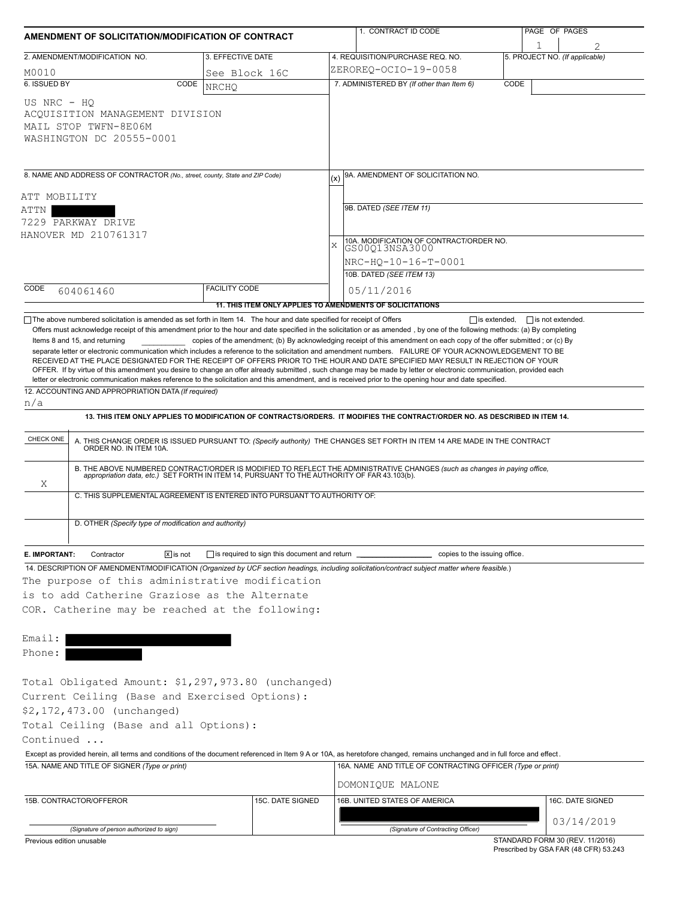# AMENDMENT OF SOLICITATION/MODIFICATION OF CONTRACT

| | |
|---|---|
| 1. CONTRACT ID CODE | |
| PAGE OF PAGES | 1 of 2 |
| 2. AMENDMENT/MODIFICATION NO. | M0010 |
| 3. EFFECTIVE DATE | See Block 16C |
| 4. REQUISITION/PURCHASE REQ. NO. | ZEROREQ-OCIO-19-0058 |
| 5. PROJECT NO. *(If applicable)* | |
| 6. ISSUED BY CODE | NRCHQ |
| 7. ADMINISTERED BY *(If other than Item 6)* CODE | |

**6. ISSUED BY**

US NRC - HQ
ACQUISITION MANAGEMENT DIVISION
MAIL STOP TWFN-8E06M
WASHINGTON DC 20555-0001

**8. NAME AND ADDRESS OF CONTRACTOR** *(No., street, county, State and ZIP Code)*

ATT MOBILITY
ATTN [REDACTED]
7229 PARKWAY DRIVE
HANOVER MD 210761317

CODE 604061460 FACILITY CODE

(x) 9A. AMENDMENT OF SOLICITATION NO.

9B. DATED *(SEE ITEM 11)*

X 10A. MODIFICATION OF CONTRACT/ORDER NO.
GS00Q13NSA3000
NRC-HQ-10-16-T-0001

10B. DATED *(SEE ITEM 13)*
05/11/2016

**11. THIS ITEM ONLY APPLIES TO AMENDMENTS OF SOLICITATIONS**

☐ The above numbered solicitation is amended as set forth in Item 14. The hour and date specified for receipt of Offers ☐ is extended, ☐ is not extended.

Offers must acknowledge receipt of this amendment prior to the hour and date specified in the solicitation or as amended, by one of the following methods: (a) By completing Items 8 and 15, and returning ________ copies of the amendment; (b) By acknowledging receipt of this amendment on each copy of the offer submitted ; or (c) By separate letter or electronic communication which includes a reference to the solicitation and amendment numbers. FAILURE OF YOUR ACKNOWLEDGEMENT TO BE RECEIVED AT THE PLACE DESIGNATED FOR THE RECEIPT OF OFFERS PRIOR TO THE HOUR AND DATE SPECIFIED MAY RESULT IN REJECTION OF YOUR OFFER. If by virtue of this amendment you desire to change an offer already submitted , such change may be made by letter or electronic communication, provided each letter or electronic communication makes reference to the solicitation and this amendment, and is received prior to the opening hour and date specified.

**12. ACCOUNTING AND APPROPRIATION DATA** *(If required)*
n/a

**13. THIS ITEM ONLY APPLIES TO MODIFICATION OF CONTRACTS/ORDERS. IT MODIFIES THE CONTRACT/ORDER NO. AS DESCRIBED IN ITEM 14.**

| CHECK ONE | |
|---|---|
| | A. THIS CHANGE ORDER IS ISSUED PURSUANT TO: *(Specify authority)* THE CHANGES SET FORTH IN ITEM 14 ARE MADE IN THE CONTRACT ORDER NO. IN ITEM 10A. |
| X | B. THE ABOVE NUMBERED CONTRACT/ORDER IS MODIFIED TO REFLECT THE ADMINISTRATIVE CHANGES *(such as changes in paying office, appropriation data, etc.)* SET FORTH IN ITEM 14, PURSUANT TO THE AUTHORITY OF FAR 43.103(b). |
| | C. THIS SUPPLEMENTAL AGREEMENT IS ENTERED INTO PURSUANT TO AUTHORITY OF: |
| | D. OTHER *(Specify type of modification and authority)* |

**E. IMPORTANT:** Contractor ☒ is not ☐ is required to sign this document and return ________ copies to the issuing office.

**14. DESCRIPTION OF AMENDMENT/MODIFICATION** *(Organized by UCF section headings, including solicitation/contract subject matter where feasible.)*

The purpose of this administrative modification is to add Catherine Graziose as the Alternate COR. Catherine may be reached at the following:

Email: [REDACTED]
Phone: [REDACTED]

Total Obligated Amount: $1,297,973.80 (unchanged)
Current Ceiling (Base and Exercised Options): $2,172,473.00 (unchanged)
Total Ceiling (Base and all Options):
Continued ...

Except as provided herein, all terms and conditions of the document referenced in Item 9 A or 10A, as heretofore changed, remains unchanged and in full force and effect.

| | |
|---|---|
| 15A. NAME AND TITLE OF SIGNER *(Type or print)* | 16A. NAME AND TITLE OF CONTRACTING OFFICER *(Type or print)* DOMONIQUE MALONE |
| 15B. CONTRACTOR/OFFEROR *(Signature of person authorized to sign)* | 16B. UNITED STATES OF AMERICA [REDACTED] *(Signature of Contracting Officer)* |
| 15C. DATE SIGNED | 16C. DATE SIGNED 03/14/2019 |

Previous edition unusable

STANDARD FORM 30 (REV. 11/2016)
Prescribed by GSA FAR (48 CFR) 53.243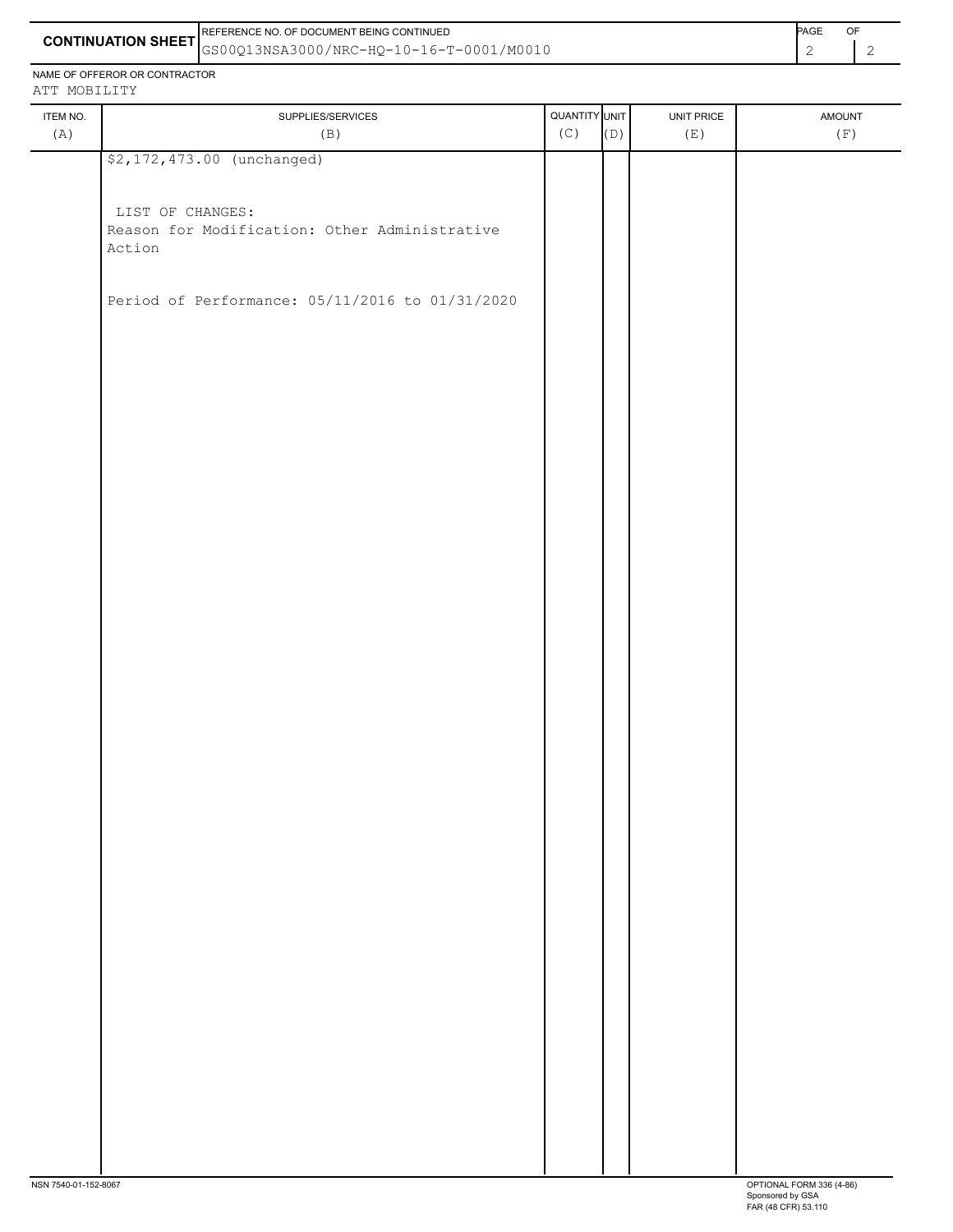**CONTINUATION SHEET**

REFERENCE NO. OF DOCUMENT BEING CONTINUED
GS00Q13NSA3000/NRC-HQ-10-16-T-0001/M0010

NAME OF OFFEROR OR CONTRACTOR
ATT MOBILITY

| ITEM NO. (A) | SUPPLIES/SERVICES (B) | QUANTITY (C) | UNIT (D) | UNIT PRICE (E) | AMOUNT (F) |
|---|---|---|---|---|---|
| | $2,172,473.00 (unchanged)<br><br>LIST OF CHANGES:<br>Reason for Modification: Other Administrative Action<br><br>Period of Performance: 05/11/2016 to 01/31/2020 | | | | |

NSN 7540-01-152-8067

OPTIONAL FORM 336 (4-86)
Sponsored by GSA
FAR (48 CFR) 53.110